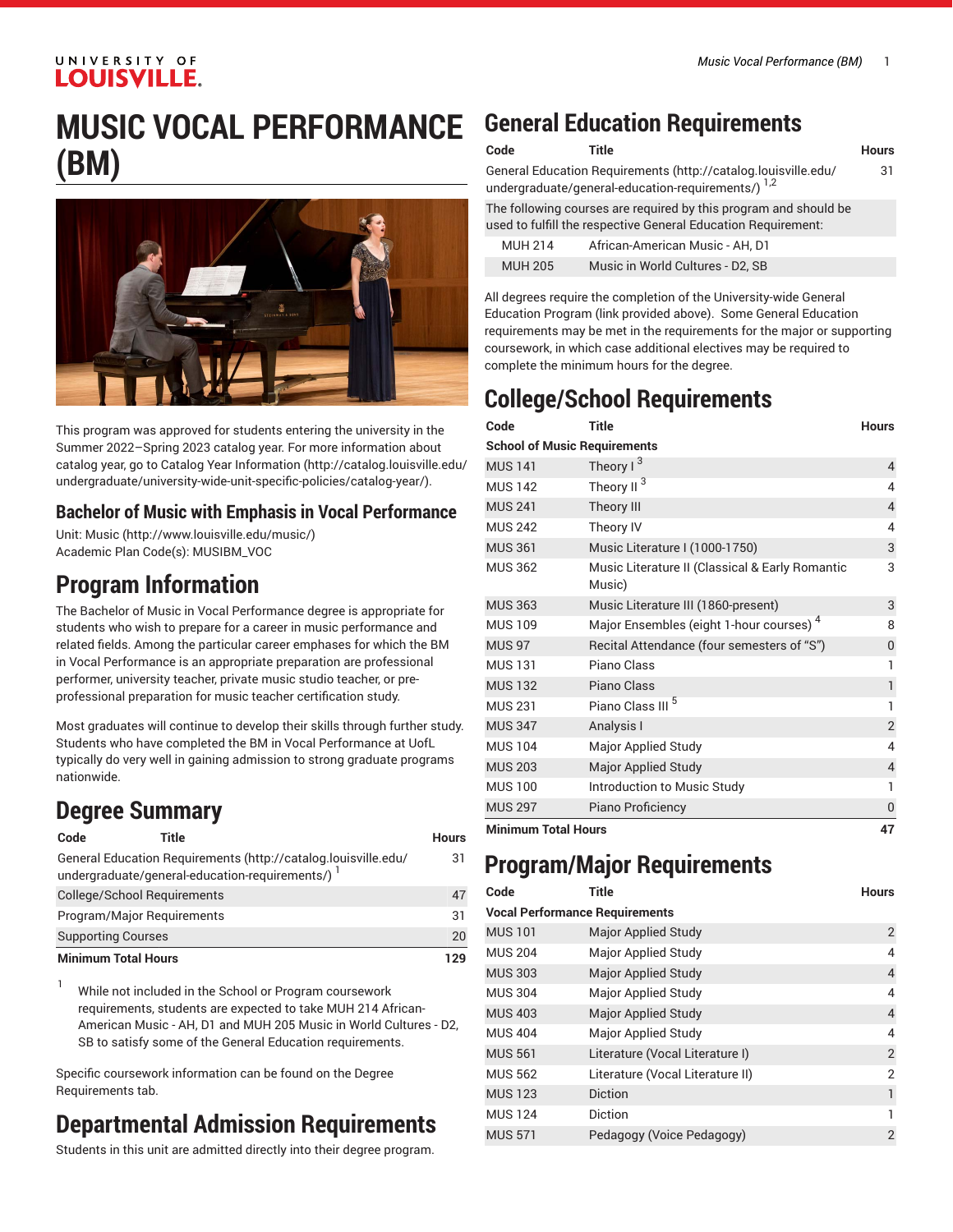# MUSIC VOCAL PERFORMANCE (BM)

This program was approved for students entering the university in the Summer 2022–Spring 2023 catalog year. For more information about catalog year, go to Catalog Year Information (http://catalog.louisville.edu/undergraduate/university-wide-unit-specific-policies/catalog-year/).

## Bachelor of Music with Emphasis in Vocal Performance

Unit: Music (http://www.louisville.edu/music/)
Academic Plan Code(s): MUSIBM_VOC

## Program Information

The Bachelor of Music in Vocal Performance degree is appropriate for students who wish to prepare for a career in music performance and related fields. Among the particular career emphases for which the BM in Vocal Performance is an appropriate preparation are professional performer, university teacher, private music studio teacher, or pre-professional preparation for music teacher certification study.

Most graduates will continue to develop their skills through further study. Students who have completed the BM in Vocal Performance at UofL typically do very well in gaining admission to strong graduate programs nationwide.

## Degree Summary

| Code | Title | Hours |
|---|---|---|
| General Education Requirements (http://catalog.louisville.edu/undergraduate/general-education-requirements/) [1] | | 31 |
| College/School Requirements | | 47 |
| Program/Major Requirements | | 31 |
| Supporting Courses | | 20 |
| **Minimum Total Hours** | | **129** |

1. While not included in the School or Program coursework requirements, students are expected to take MUH 214 African-American Music - AH, D1 and MUH 205 Music in World Cultures - D2, SB to satisfy some of the General Education requirements.

Specific coursework information can be found on the Degree Requirements tab.

## Departmental Admission Requirements

Students in this unit are admitted directly into their degree program.

## General Education Requirements

| Code | Title | Hours |
|---|---|---|
| General Education Requirements (http://catalog.louisville.edu/undergraduate/general-education-requirements/) [1,2] | | 31 |
| The following courses are required by this program and should be used to fulfill the respective General Education Requirement: | | |
| MUH 214 | African-American Music - AH, D1 | |
| MUH 205 | Music in World Cultures - D2, SB | |

All degrees require the completion of the University-wide General Education Program (link provided above). Some General Education requirements may be met in the requirements for the major or supporting coursework, in which case additional electives may be required to complete the minimum hours for the degree.

## College/School Requirements

| Code | Title | Hours |
|---|---|---|
| **School of Music Requirements** | | |
| MUS 141 | Theory I [3] | 4 |
| MUS 142 | Theory II [3] | 4 |
| MUS 241 | Theory III | 4 |
| MUS 242 | Theory IV | 4 |
| MUS 361 | Music Literature I (1000-1750) | 3 |
| MUS 362 | Music Literature II (Classical & Early Romantic Music) | 3 |
| MUS 363 | Music Literature III (1860-present) | 3 |
| MUS 109 | Major Ensembles (eight 1-hour courses) [4] | 8 |
| MUS 97 | Recital Attendance (four semesters of "S") | 0 |
| MUS 131 | Piano Class | 1 |
| MUS 132 | Piano Class | 1 |
| MUS 231 | Piano Class III [5] | 1 |
| MUS 347 | Analysis I | 2 |
| MUS 104 | Major Applied Study | 4 |
| MUS 203 | Major Applied Study | 4 |
| MUS 100 | Introduction to Music Study | 1 |
| MUS 297 | Piano Proficiency | 0 |
| **Minimum Total Hours** | | **47** |

## Program/Major Requirements

| Code | Title | Hours |
|---|---|---|
| **Vocal Performance Requirements** | | |
| MUS 101 | Major Applied Study | 2 |
| MUS 204 | Major Applied Study | 4 |
| MUS 303 | Major Applied Study | 4 |
| MUS 304 | Major Applied Study | 4 |
| MUS 403 | Major Applied Study | 4 |
| MUS 404 | Major Applied Study | 4 |
| MUS 561 | Literature (Vocal Literature I) | 2 |
| MUS 562 | Literature (Vocal Literature II) | 2 |
| MUS 123 | Diction | 1 |
| MUS 124 | Diction | 1 |
| MUS 571 | Pedagogy (Voice Pedagogy) | 2 |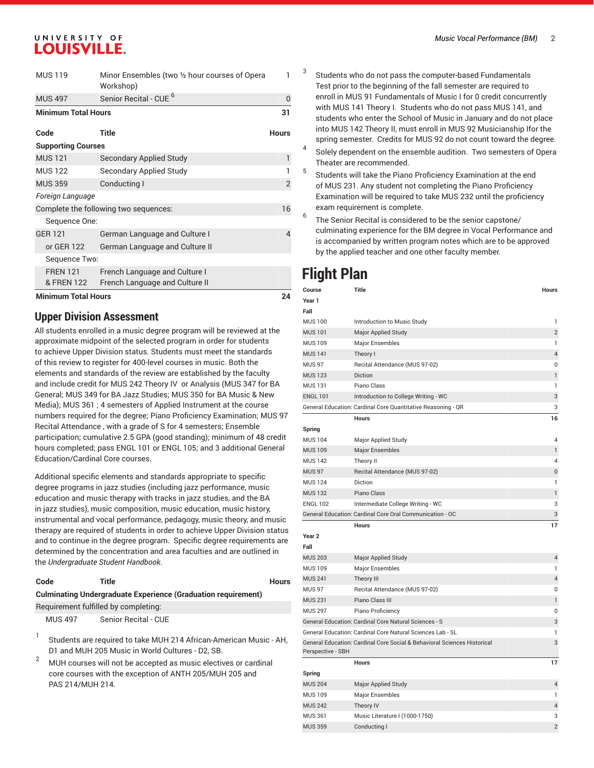| | | |
|---|---|---|
| MUS 119 | Minor Ensembles (two ½ hour courses of Opera Workshop) | 1 |
| MUS 497 | Senior Recital - CUE [6] | 0 |
| **Minimum Total Hours** | | **31** |

| Code | Title | Hours |
|---|---|---|
| **Supporting Courses** | | |
| MUS 121 | Secondary Applied Study | 1 |
| MUS 122 | Secondary Applied Study | 1 |
| MUS 359 | Conducting I | 2 |
| *Foreign Language* | | |
| Complete the following two sequences: | | 16 |
| Sequence One: | | |
| GER 121 | German Language and Culture I | 4 |
| or GER 122 | German Language and Culture II | |
| Sequence Two: | | |
| FREN 121 & FREN 122 | French Language and Culture I French Language and Culture II | |
| **Minimum Total Hours** | | **24** |

## Upper Division Assessment

All students enrolled in a music degree program will be reviewed at the approximate midpoint of the selected program in order for students to achieve Upper Division status. Students must meet the standards of this review to register for 400-level courses in music. Both the elements and standards of the review are established by the faculty and include credit for MUS 242 Theory IV or Analysis (MUS 347 for BA General; MUS 349 for BA Jazz Studies; MUS 350 for BA Music & New Media); MUS 361 ; 4 semesters of Applied Instrument at the course numbers required for the degree; Piano Proficiency Examination; MUS 97 Recital Attendance , with a grade of S for 4 semesters; Ensemble participation; cumulative 2.5 GPA (good standing); minimum of 48 credit hours completed; pass ENGL 101 or ENGL 105; and 3 additional General Education/Cardinal Core courses.

Additional specific elements and standards appropriate to specific degree programs in jazz studies (including jazz performance, music education and music therapy with tracks in jazz studies, and the BA in jazz studies), music composition, music education, music history, instrumental and vocal performance, pedagogy, music theory, and music therapy are required of students in order to achieve Upper Division status and to continue in the degree program. Specific degree requirements are determined by the concentration and area faculties and are outlined in the *Undergraduate Student Handbook*.

| Code | Title | Hours |
|---|---|---|
| **Culminating Undergraduate Experience (Graduation requirement)** | | |
| Requirement fulfilled by completing: | | |
| MUS 497 | Senior Recital - CUE | |

1. Students are required to take MUH 214 African-American Music - AH, D1 and MUH 205 Music in World Cultures - D2, SB.
2. MUH courses will not be accepted as music electives or cardinal core courses with the exception of ANTH 205/MUH 205 and PAS 214/MUH 214.
3. Students who do not pass the computer-based Fundamentals Test prior to the beginning of the fall semester are required to enroll in MUS 91 Fundamentals of Music I for 0 credit concurrently with MUS 141 Theory I. Students who do not pass MUS 141, and students who enter the School of Music in January and do not place into MUS 142 Theory II, must enroll in MUS 92 Musicianship Ifor the spring semester. Credits for MUS 92 do not count toward the degree.
4. Solely dependent on the ensemble audition. Two semesters of Opera Theater are recommended.
5. Students will take the Piano Proficiency Examination at the end of MUS 231. Any student not completing the Piano Proficiency Examination will be required to take MUS 232 until the proficiency exam requirement is complete.
6. The Senior Recital is considered to be the senior capstone/ culminating experience for the BM degree in Vocal Performance and is accompanied by written program notes which are to be approved by the applied teacher and one other faculty member.

# Flight Plan

| Course | Title | Hours |
|---|---|---|
| **Year 1** | | |
| **Fall** | | |
| MUS 100 | Introduction to Music Study | 1 |
| MUS 101 | Major Applied Study | 2 |
| MUS 109 | Major Ensembles | 1 |
| MUS 141 | Theory I | 4 |
| MUS 97 | Recital Attendance (MUS 97-02) | 0 |
| MUS 123 | Diction | 1 |
| MUS 131 | Piano Class | 1 |
| ENGL 101 | Introduction to College Writing - WC | 3 |
| General Education: Cardinal Core Quantitative Reasoning - QR | | 3 |
| | **Hours** | **16** |
| **Spring** | | |
| MUS 104 | Major Applied Study | 4 |
| MUS 109 | Major Ensembles | 1 |
| MUS 142 | Theory II | 4 |
| MUS 97 | Recital Attendance (MUS 97-02) | 0 |
| MUS 124 | Diction | 1 |
| MUS 132 | Piano Class | 1 |
| ENGL 102 | Intermediate College Writing - WC | 3 |
| General Education: Cardinal Core Oral Communication - OC | | 3 |
| | **Hours** | **17** |
| **Year 2** | | |
| **Fall** | | |
| MUS 203 | Major Applied Study | 4 |
| MUS 109 | Major Ensembles | 1 |
| MUS 241 | Theory III | 4 |
| MUS 97 | Recital Attendance (MUS 97-02) | 0 |
| MUS 231 | Piano Class III | 1 |
| MUS 297 | Piano Proficiency | 0 |
| General Education: Cardinal Core Natural Sciences - S | | 3 |
| General Education: Cardinal Core Natural Sciences Lab - SL | | 1 |
| General Education: Cardinal Core Social & Behavioral Sciences Historical Perspective - SBH | | 3 |
| | **Hours** | **17** |
| **Spring** | | |
| MUS 204 | Major Applied Study | 4 |
| MUS 109 | Major Ensembles | 1 |
| MUS 242 | Theory IV | 4 |
| MUS 361 | Music Literature I (1000-1750) | 3 |
| MUS 359 | Conducting I | 2 |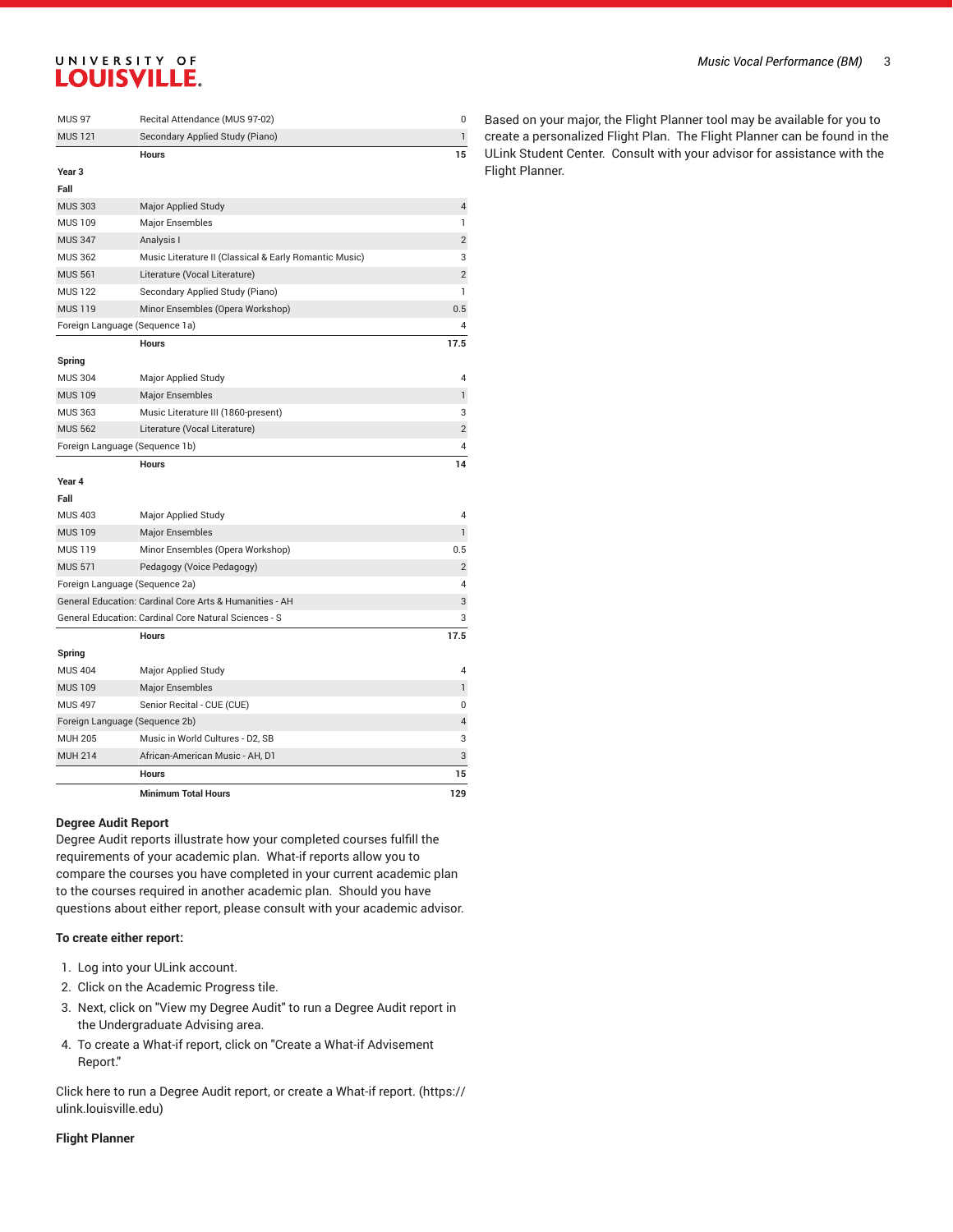| | | |
|---|---|---|
| MUS 97 | Recital Attendance (MUS 97-02) | 0 |
| MUS 121 | Secondary Applied Study (Piano) | 1 |
| | **Hours** | **15** |
| **Year 3** | | |
| **Fall** | | |
| MUS 303 | Major Applied Study | 4 |
| MUS 109 | Major Ensembles | 1 |
| MUS 347 | Analysis I | 2 |
| MUS 362 | Music Literature II (Classical & Early Romantic Music) | 3 |
| MUS 561 | Literature (Vocal Literature) | 2 |
| MUS 122 | Secondary Applied Study (Piano) | 1 |
| MUS 119 | Minor Ensembles (Opera Workshop) | 0.5 |
| Foreign Language (Sequence 1a) | | 4 |
| | **Hours** | **17.5** |
| **Spring** | | |
| MUS 304 | Major Applied Study | 4 |
| MUS 109 | Major Ensembles | 1 |
| MUS 363 | Music Literature III (1860-present) | 3 |
| MUS 562 | Literature (Vocal Literature) | 2 |
| Foreign Language (Sequence 1b) | | 4 |
| | **Hours** | **14** |
| **Year 4** | | |
| **Fall** | | |
| MUS 403 | Major Applied Study | 4 |
| MUS 109 | Major Ensembles | 1 |
| MUS 119 | Minor Ensembles (Opera Workshop) | 0.5 |
| MUS 571 | Pedagogy (Voice Pedagogy) | 2 |
| Foreign Language (Sequence 2a) | | 4 |
| General Education: Cardinal Core Arts & Humanities - AH | | 3 |
| General Education: Cardinal Core Natural Sciences - S | | 3 |
| | **Hours** | **17.5** |
| **Spring** | | |
| MUS 404 | Major Applied Study | 4 |
| MUS 109 | Major Ensembles | 1 |
| MUS 497 | Senior Recital - CUE (CUE) | 0 |
| Foreign Language (Sequence 2b) | | 4 |
| MUH 205 | Music in World Cultures - D2, SB | 3 |
| MUH 214 | African-American Music - AH, D1 | 3 |
| | **Hours** | **15** |
| | **Minimum Total Hours** | **129** |

### Degree Audit Report

Degree Audit reports illustrate how your completed courses fulfill the requirements of your academic plan. What-if reports allow you to compare the courses you have completed in your current academic plan to the courses required in another academic plan. Should you have questions about either report, please consult with your academic advisor.

**To create either report:**

1. Log into your ULink account.
2. Click on the Academic Progress tile.
3. Next, click on "View my Degree Audit" to run a Degree Audit report in the Undergraduate Advising area.
4. To create a What-if report, click on "Create a What-if Advisement Report."

Click here to run a Degree Audit report, or create a What-if report. (https://ulink.louisville.edu)

### Flight Planner

Based on your major, the Flight Planner tool may be available for you to create a personalized Flight Plan. The Flight Planner can be found in the ULink Student Center. Consult with your advisor for assistance with the Flight Planner.